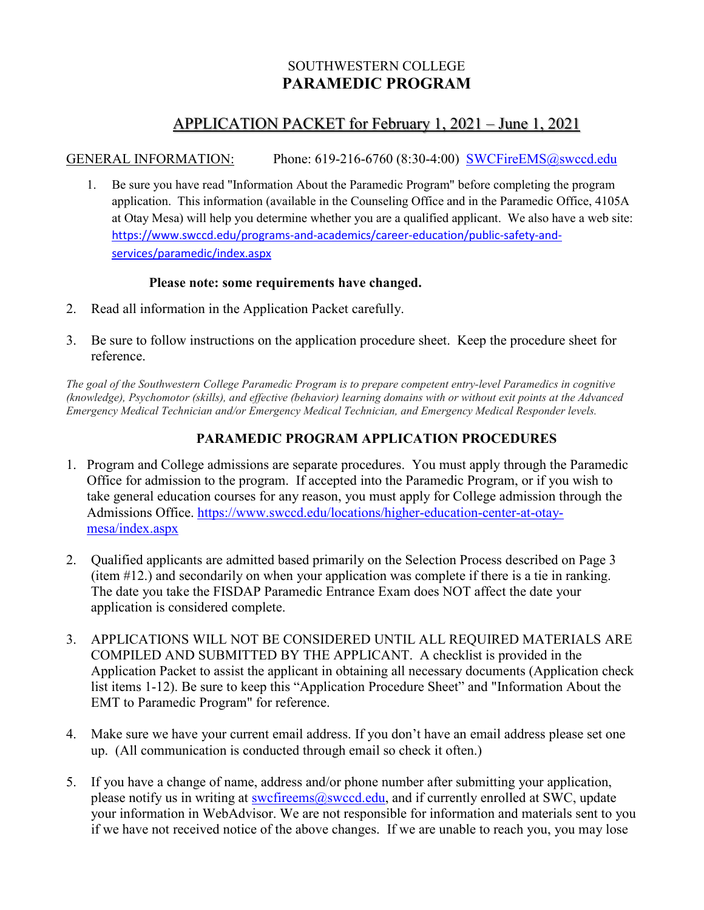# SOUTHWESTERN COLLEGE
# **PARAMEDIC PROGRAM**

## APPLICATION PACKET for February 1, 2021 – June 1, 2021

GENERAL INFORMATION: Phone: 619-216-6760 (8:30-4:00) SWCFireEMS@swccd.edu

1. Be sure you have read "Information About the Paramedic Program" before completing the program application. This information (available in the Counseling Office and in the Paramedic Office, 4105A at Otay Mesa) will help you determine whether you are a qualified applicant. We also have a web site: https://www.swccd.edu/programs-and-academics/career-education/public-safety-and-services/paramedic/index.aspx

**Please note: some requirements have changed.**

2. Read all information in the Application Packet carefully.

3. Be sure to follow instructions on the application procedure sheet. Keep the procedure sheet for reference.

*The goal of the Southwestern College Paramedic Program is to prepare competent entry-level Paramedics in cognitive (knowledge), Psychomotor (skills), and effective (behavior) learning domains with or without exit points at the Advanced Emergency Medical Technician and/or Emergency Medical Technician, and Emergency Medical Responder levels.*

### PARAMEDIC PROGRAM APPLICATION PROCEDURES

1. Program and College admissions are separate procedures. You must apply through the Paramedic Office for admission to the program. If accepted into the Paramedic Program, or if you wish to take general education courses for any reason, you must apply for College admission through the Admissions Office. https://www.swccd.edu/locations/higher-education-center-at-otay-mesa/index.aspx

2. Qualified applicants are admitted based primarily on the Selection Process described on Page 3 (item #12.) and secondarily on when your application was complete if there is a tie in ranking. The date you take the FISDAP Paramedic Entrance Exam does NOT affect the date your application is considered complete.

3. APPLICATIONS WILL NOT BE CONSIDERED UNTIL ALL REQUIRED MATERIALS ARE COMPILED AND SUBMITTED BY THE APPLICANT. A checklist is provided in the Application Packet to assist the applicant in obtaining all necessary documents (Application check list items 1-12). Be sure to keep this "Application Procedure Sheet" and "Information About the EMT to Paramedic Program" for reference.

4. Make sure we have your current email address. If you don't have an email address please set one up. (All communication is conducted through email so check it often.)

5. If you have a change of name, address and/or phone number after submitting your application, please notify us in writing at swcfireems@swccd.edu, and if currently enrolled at SWC, update your information in WebAdvisor. We are not responsible for information and materials sent to you if we have not received notice of the above changes. If we are unable to reach you, you may lose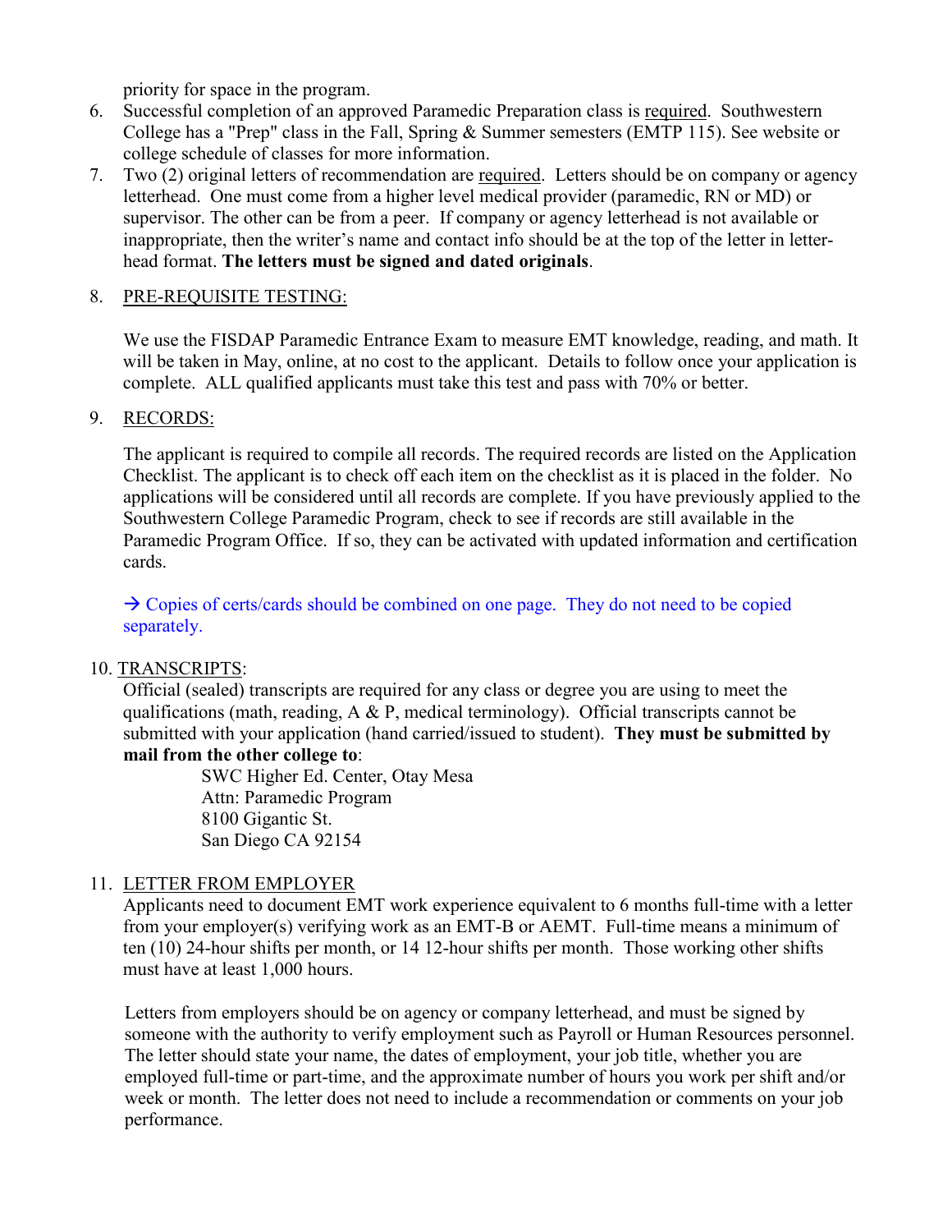priority for space in the program.

6. Successful completion of an approved Paramedic Preparation class is required. Southwestern College has a "Prep" class in the Fall, Spring & Summer semesters (EMTP 115). See website or college schedule of classes for more information.
7. Two (2) original letters of recommendation are required. Letters should be on company or agency letterhead. One must come from a higher level medical provider (paramedic, RN or MD) or supervisor. The other can be from a peer. If company or agency letterhead is not available or inappropriate, then the writer's name and contact info should be at the top of the letter in letter-head format. **The letters must be signed and dated originals**.
8. PRE-REQUISITE TESTING:

   We use the FISDAP Paramedic Entrance Exam to measure EMT knowledge, reading, and math. It will be taken in May, online, at no cost to the applicant. Details to follow once your application is complete. ALL qualified applicants must take this test and pass with 70% or better.

9. RECORDS:

   The applicant is required to compile all records. The required records are listed on the Application Checklist. The applicant is to check off each item on the checklist as it is placed in the folder. No applications will be considered until all records are complete. If you have previously applied to the Southwestern College Paramedic Program, check to see if records are still available in the Paramedic Program Office. If so, they can be activated with updated information and certification cards.

   → Copies of certs/cards should be combined on one page. They do not need to be copied separately.

10. TRANSCRIPTS:

    Official (sealed) transcripts are required for any class or degree you are using to meet the qualifications (math, reading, A & P, medical terminology). Official transcripts cannot be submitted with your application (hand carried/issued to student). **They must be submitted by mail from the other college to**:

    SWC Higher Ed. Center, Otay Mesa
    Attn: Paramedic Program
    8100 Gigantic St.
    San Diego CA 92154

11. LETTER FROM EMPLOYER

    Applicants need to document EMT work experience equivalent to 6 months full-time with a letter from your employer(s) verifying work as an EMT-B or AEMT. Full-time means a minimum of ten (10) 24-hour shifts per month, or 14 12-hour shifts per month. Those working other shifts must have at least 1,000 hours.

    Letters from employers should be on agency or company letterhead, and must be signed by someone with the authority to verify employment such as Payroll or Human Resources personnel. The letter should state your name, the dates of employment, your job title, whether you are employed full-time or part-time, and the approximate number of hours you work per shift and/or week or month. The letter does not need to include a recommendation or comments on your job performance.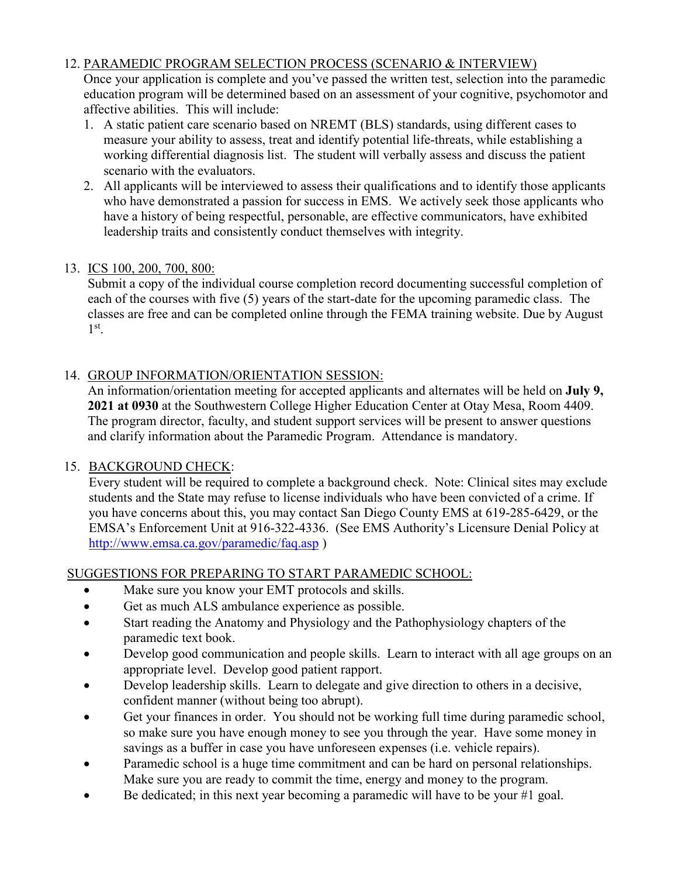12. <u>PARAMEDIC PROGRAM SELECTION PROCESS (SCENARIO & INTERVIEW)</u>

    Once your application is complete and you've passed the written test, selection into the paramedic education program will be determined based on an assessment of your cognitive, psychomotor and affective abilities. This will include:

    1. A static patient care scenario based on NREMT (BLS) standards, using different cases to measure your ability to assess, treat and identify potential life-threats, while establishing a working differential diagnosis list. The student will verbally assess and discuss the patient scenario with the evaluators.
    2. All applicants will be interviewed to assess their qualifications and to identify those applicants who have demonstrated a passion for success in EMS. We actively seek those applicants who have a history of being respectful, personable, are effective communicators, have exhibited leadership traits and consistently conduct themselves with integrity.

13. <u>ICS 100, 200, 700, 800:</u>

    Submit a copy of the individual course completion record documenting successful completion of each of the courses with five (5) years of the start-date for the upcoming paramedic class. The classes are free and can be completed online through the FEMA training website. Due by August 1st.

14. <u>GROUP INFORMATION/ORIENTATION SESSION:</u>

    An information/orientation meeting for accepted applicants and alternates will be held on **July 9, 2021 at 0930** at the Southwestern College Higher Education Center at Otay Mesa, Room 4409. The program director, faculty, and student support services will be present to answer questions and clarify information about the Paramedic Program. Attendance is mandatory.

15. <u>BACKGROUND CHECK</u>:

    Every student will be required to complete a background check. Note: Clinical sites may exclude students and the State may refuse to license individuals who have been convicted of a crime. If you have concerns about this, you may contact San Diego County EMS at 619-285-6429, or the EMSA's Enforcement Unit at 916-322-4336. (See EMS Authority's Licensure Denial Policy at http://www.emsa.ca.gov/paramedic/faq.asp )

<u>SUGGESTIONS FOR PREPARING TO START PARAMEDIC SCHOOL:</u>

- Make sure you know your EMT protocols and skills.
- Get as much ALS ambulance experience as possible.
- Start reading the Anatomy and Physiology and the Pathophysiology chapters of the paramedic text book.
- Develop good communication and people skills. Learn to interact with all age groups on an appropriate level. Develop good patient rapport.
- Develop leadership skills. Learn to delegate and give direction to others in a decisive, confident manner (without being too abrupt).
- Get your finances in order. You should not be working full time during paramedic school, so make sure you have enough money to see you through the year. Have some money in savings as a buffer in case you have unforeseen expenses (i.e. vehicle repairs).
- Paramedic school is a huge time commitment and can be hard on personal relationships. Make sure you are ready to commit the time, energy and money to the program.
- Be dedicated; in this next year becoming a paramedic will have to be your #1 goal.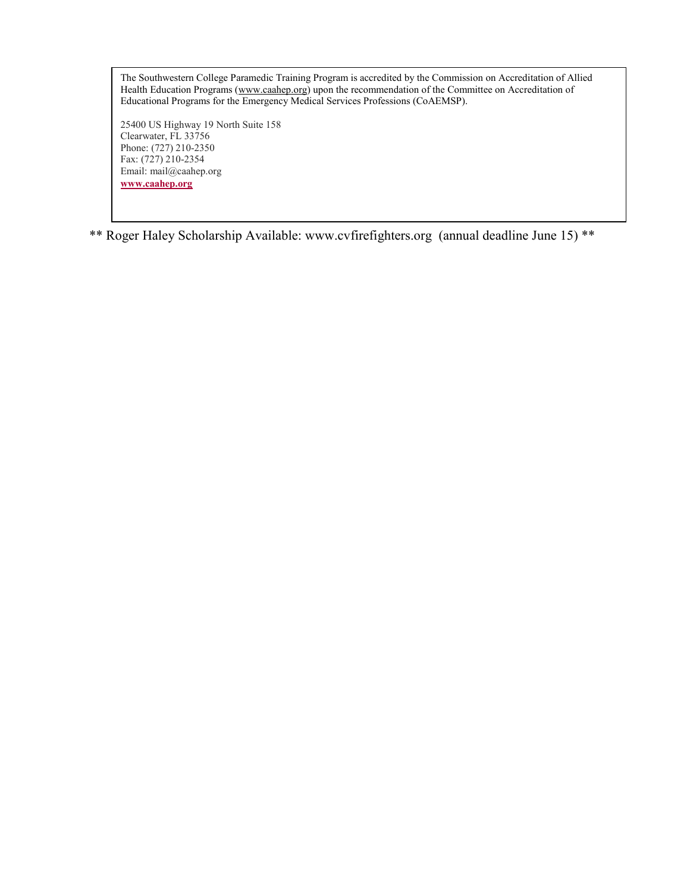The Southwestern College Paramedic Training Program is accredited by the Commission on Accreditation of Allied Health Education Programs (www.caahep.org) upon the recommendation of the Committee on Accreditation of Educational Programs for the Emergency Medical Services Professions (CoAEMSP).

25400 US Highway 19 North Suite 158
Clearwater, FL 33756
Phone: (727) 210-2350
Fax: (727) 210-2354
Email: mail@caahep.org
**www.caahep.org**

** Roger Haley Scholarship Available: www.cvfirefighters.org (annual deadline June 15) **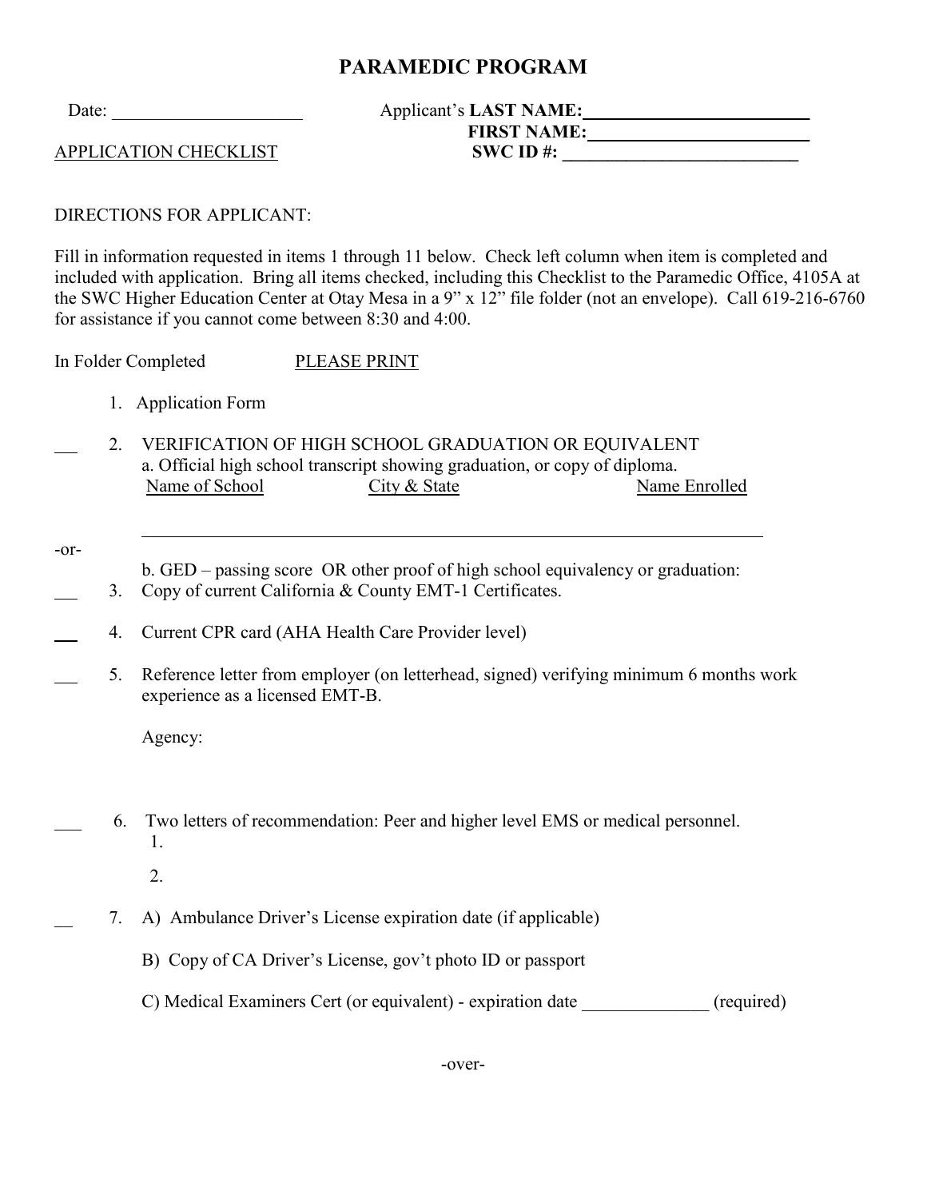# PARAMEDIC PROGRAM

Date: ____________________ Applicant's **LAST NAME:** ________________________

**FIRST NAME:** ________________________

APPLICATION CHECKLIST **SWC ID #:** ________________________

DIRECTIONS FOR APPLICANT:

Fill in information requested in items 1 through 11 below. Check left column when item is completed and included with application. Bring all items checked, including this Checklist to the Paramedic Office, 4105A at the SWC Higher Education Center at Otay Mesa in a 9" x 12" file folder (not an envelope). Call 619-216-6760 for assistance if you cannot come between 8:30 and 4:00.

In Folder Completed PLEASE PRINT

1. Application Form

___ 2. VERIFICATION OF HIGH SCHOOL GRADUATION OR EQUIVALENT
   a. Official high school transcript showing graduation, or copy of diploma.
   Name of School City & State Name Enrolled

   ________________________________________________________________

-or-

   b. GED – passing score OR other proof of high school equivalency or graduation:

___ 3. Copy of current California & County EMT-1 Certificates.

___ 4. Current CPR card (AHA Health Care Provider level)

___ 5. Reference letter from employer (on letterhead, signed) verifying minimum 6 months work experience as a licensed EMT-B.

   Agency:

___ 6. Two letters of recommendation: Peer and higher level EMS or medical personnel.
   1.
   2.

___ 7. A) Ambulance Driver's License expiration date (if applicable)

   B) Copy of CA Driver's License, gov't photo ID or passport

   C) Medical Examiners Cert (or equivalent) - expiration date ______________ (required)

-over-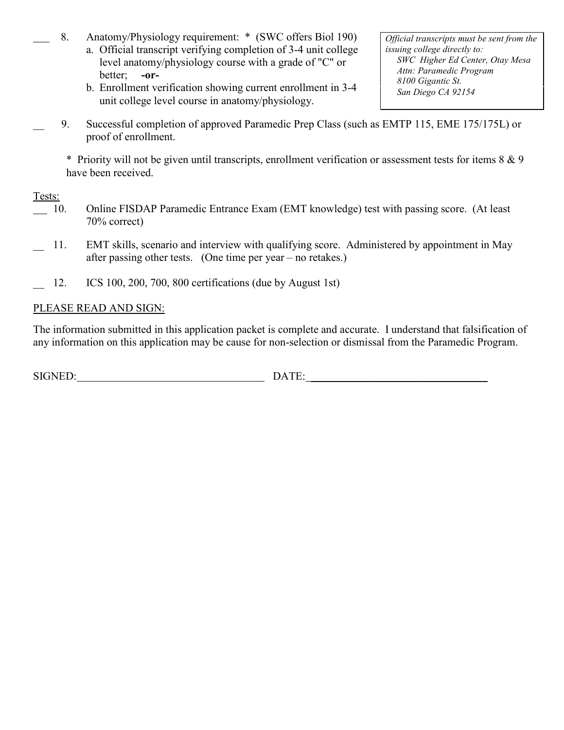___ 8. Anatomy/Physiology requirement: * (SWC offers Biol 190)

   a. Official transcript verifying completion of 3-4 unit college level anatomy/physiology course with a grade of "C" or better; **-or-**

   b. Enrollment verification showing current enrollment in 3-4 unit college level course in anatomy/physiology.

> *Official transcripts must be sent from the issuing college directly to:*
> *SWC Higher Ed Center, Otay Mesa*
> *Attn: Paramedic Program*
> *8100 Gigantic St.*
> *San Diego CA 92154*

__ 9. Successful completion of approved Paramedic Prep Class (such as EMTP 115, EME 175/175L) or proof of enrollment.

\* Priority will not be given until transcripts, enrollment verification or assessment tests for items 8 & 9 have been received.

<u>Tests:</u>

__ 10. Online FISDAP Paramedic Entrance Exam (EMT knowledge) test with passing score. (At least 70% correct)

__ 11. EMT skills, scenario and interview with qualifying score. Administered by appointment in May after passing other tests. (One time per year – no retakes.)

__ 12. ICS 100, 200, 700, 800 certifications (due by August 1st)

<u>PLEASE READ AND SIGN:</u>

The information submitted in this application packet is complete and accurate. I understand that falsification of any information on this application may be cause for non-selection or dismissal from the Paramedic Program.

SIGNED:___________________________________ DATE:___________________________________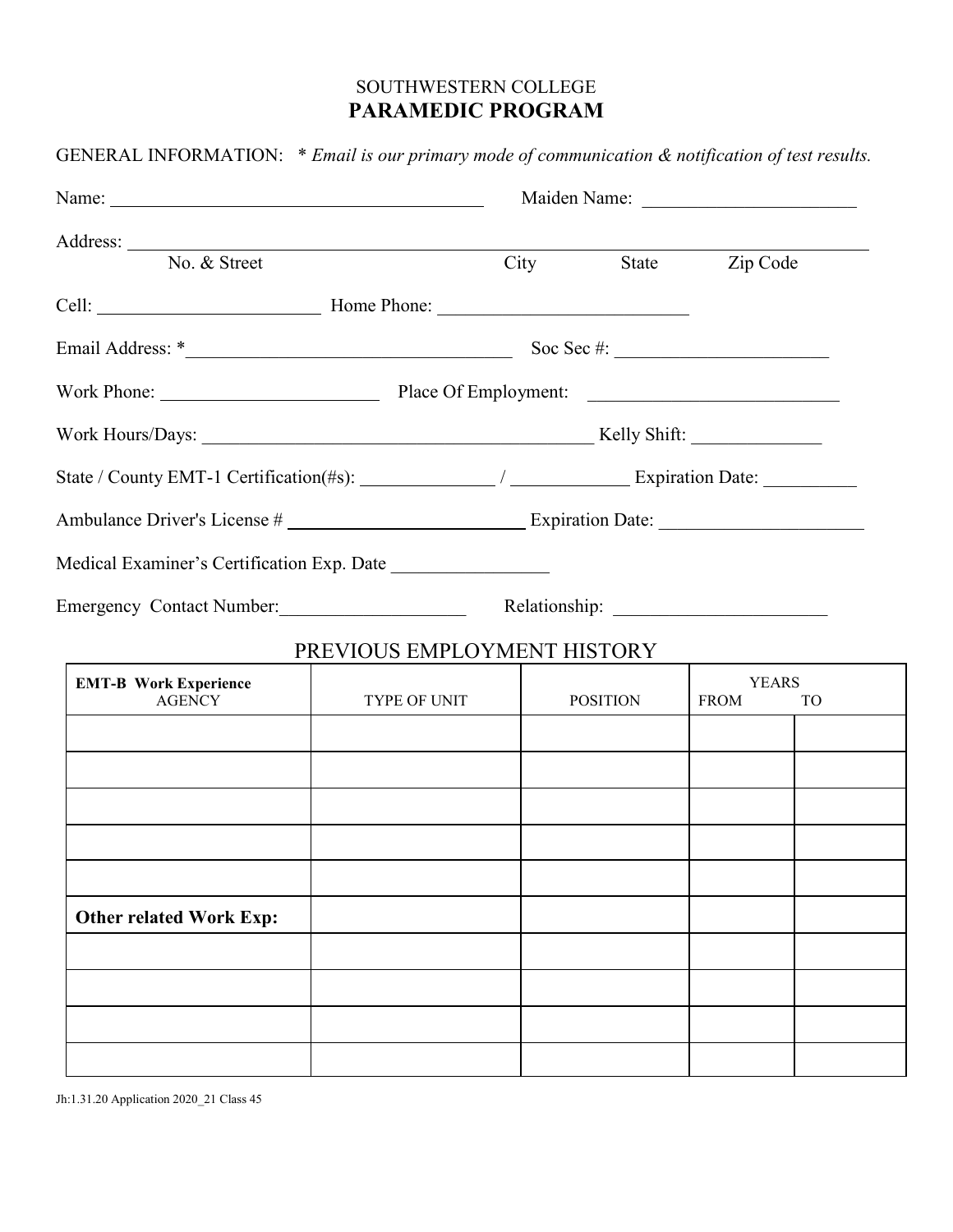SOUTHWESTERN COLLEGE

# PARAMEDIC PROGRAM

GENERAL INFORMATION: * *Email is our primary mode of communication & notification of test results.*

Name: ________________________________________ Maiden Name: _______________________

Address: ___________________________________________________________________________

No. & Street City State Zip Code

Cell: ________________________ Home Phone: ___________________________

Email Address: *___________________________________ Soc Sec #: _______________________

Work Phone: _______________________ Place Of Employment: ___________________________

Work Hours/Days: ___________________________________________ Kelly Shift: ______________

State / County EMT-1 Certification(#s): ______________ / _____________ Expiration Date: __________

Ambulance Driver's License # __________________________ Expiration Date: ______________________

Medical Examiner's Certification Exp. Date ________________

Emergency Contact Number:____________________ Relationship: _______________________

## PREVIOUS EMPLOYMENT HISTORY

| **EMT-B Work Experience** AGENCY | TYPE OF UNIT | POSITION | YEARS FROM | TO |
|---|---|---|---|---|
| | | | | |
| | | | | |
| | | | | |
| | | | | |
| | | | | |
| **Other related Work Exp:** | | | | |
| | | | | |
| | | | | |
| | | | | |
| | | | | |

Jh:1.31.20 Application 2020_21 Class 45